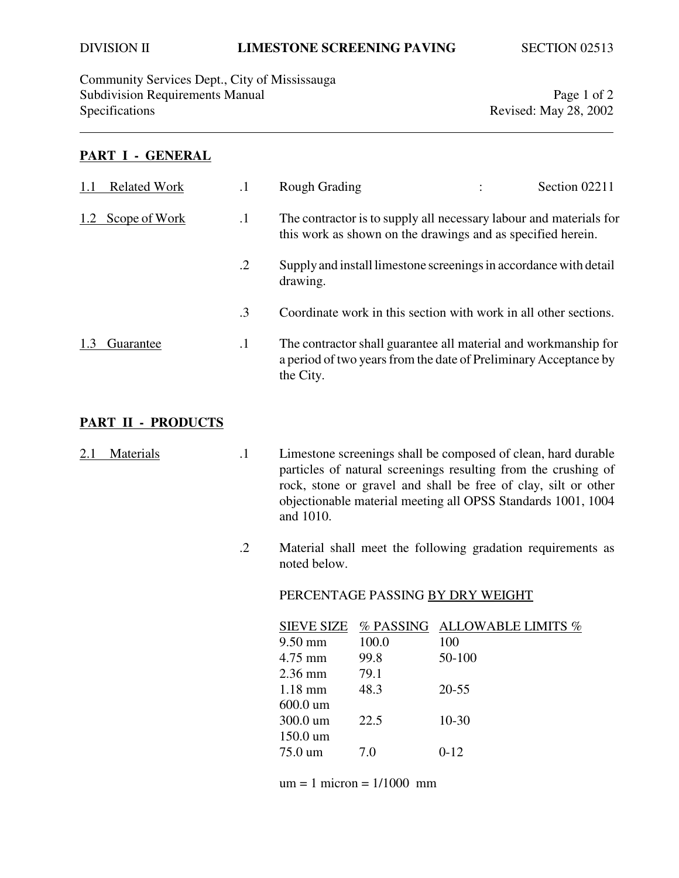DIVISION II **LIMESTONE SCREENING PAVING** SECTION 02513

Community Services Dept., City of Mississauga
Subdivision Requirements Manual
Specifications
Revised: May 28, 2002

---

## PART I - GENERAL

**1.1 Related Work**

.1 Rough Grading : Section 02211

**1.2 Scope of Work**

.1 The contractor is to supply all necessary labour and materials for this work as shown on the drawings and as specified herein.

.2 Supply and install limestone screenings in accordance with detail drawing.

.3 Coordinate work in this section with work in all other sections.

**1.3 Guarantee**

.1 The contractor shall guarantee all material and workmanship for a period of two years from the date of Preliminary Acceptance by the City.

## PART II - PRODUCTS

**2.1 Materials**

.1 Limestone screenings shall be composed of clean, hard durable particles of natural screenings resulting from the crushing of rock, stone or gravel and shall be free of clay, silt or other objectionable material meeting all OPSS Standards 1001, 1004 and 1010.

.2 Material shall meet the following gradation requirements as noted below.

PERCENTAGE PASSING BY DRY WEIGHT

| SIEVE SIZE | % PASSING | ALLOWABLE LIMITS % |
|---|---|---|
| 9.50 mm | 100.0 | 100 |
| 4.75 mm | 99.8 | 50-100 |
| 2.36 mm | 79.1 | |
| 1.18 mm | 48.3 | 20-55 |
| 600.0 um | | |
| 300.0 um | 22.5 | 10-30 |
| 150.0 um | | |
| 75.0 um | 7.0 | 0-12 |

um = 1 micron = 1/1000 mm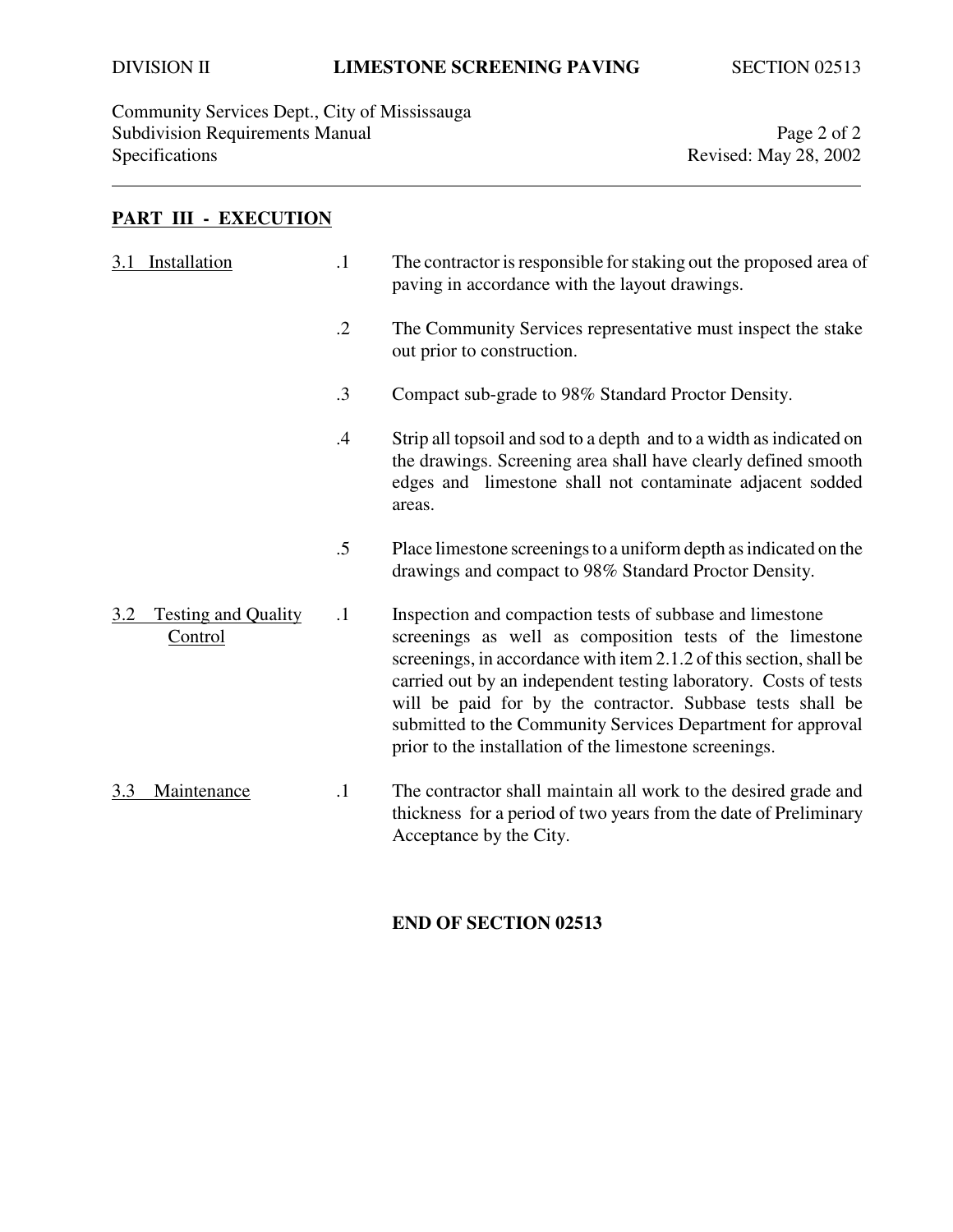## PART III - EXECUTION

**3.1 Installation**

.1 The contractor is responsible for staking out the proposed area of paving in accordance with the layout drawings.

.2 The Community Services representative must inspect the stake out prior to construction.

.3 Compact sub-grade to 98% Standard Proctor Density.

.4 Strip all topsoil and sod to a depth and to a width as indicated on the drawings. Screening area shall have clearly defined smooth edges and limestone shall not contaminate adjacent sodded areas.

.5 Place limestone screenings to a uniform depth as indicated on the drawings and compact to 98% Standard Proctor Density.

**3.2 Testing and Quality Control**

.1 Inspection and compaction tests of subbase and limestone screenings as well as composition tests of the limestone screenings, in accordance with item 2.1.2 of this section, shall be carried out by an independent testing laboratory. Costs of tests will be paid for by the contractor. Subbase tests shall be submitted to the Community Services Department for approval prior to the installation of the limestone screenings.

**3.3 Maintenance**

.1 The contractor shall maintain all work to the desired grade and thickness for a period of two years from the date of Preliminary Acceptance by the City.

**END OF SECTION 02513**